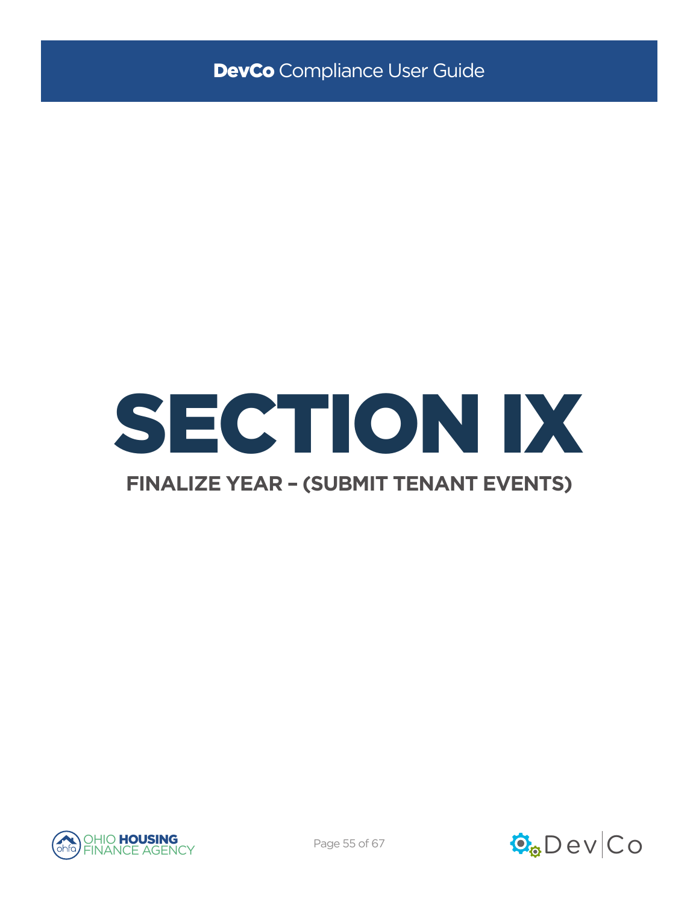# SECTION IX

## FINALIZE YEAR – (SUBMIT TENANT EVENTS)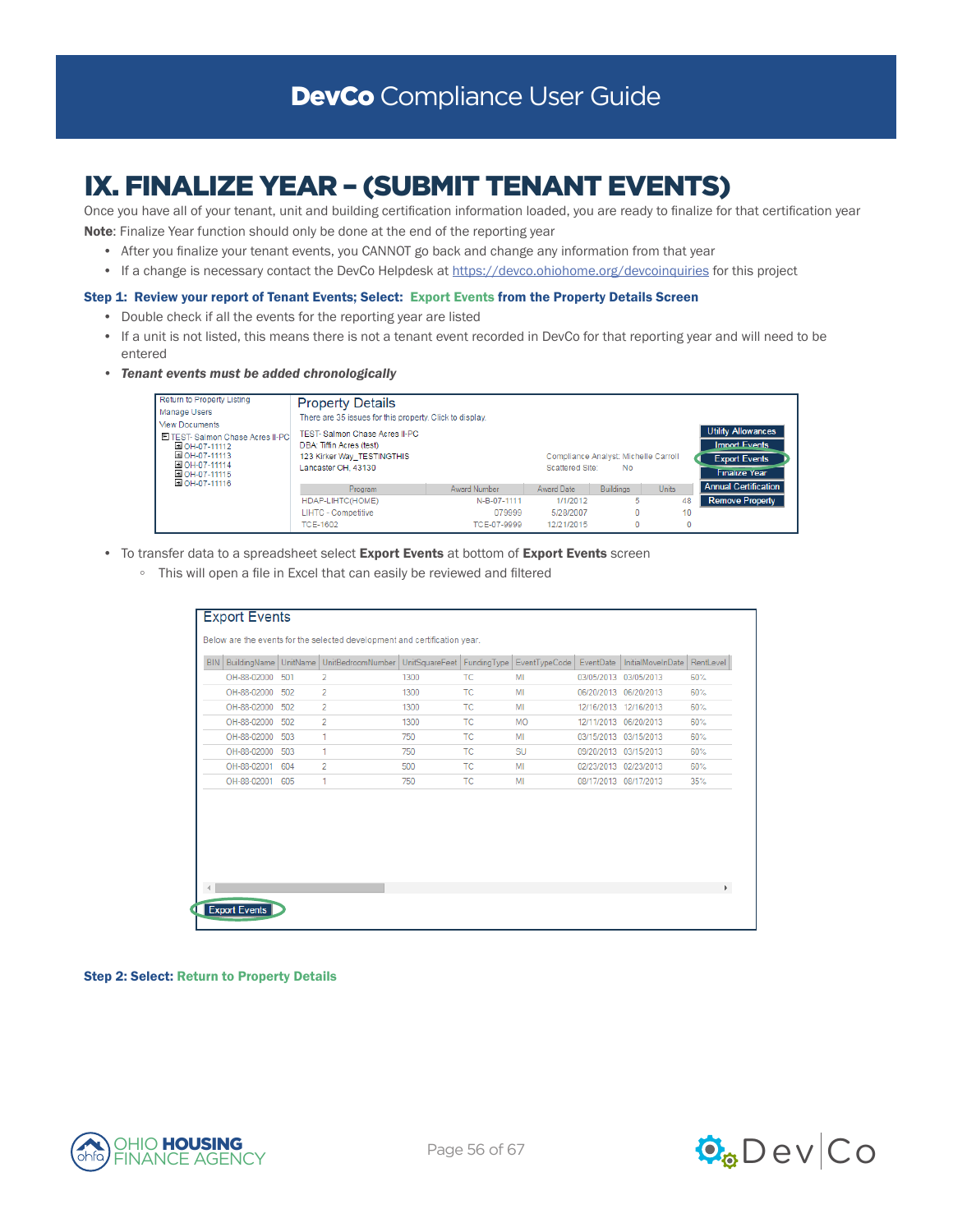# IX. FINALIZE YEAR – (SUBMIT TENANT EVENTS)

Once you have all of your tenant, unit and building certification information loaded, you are ready to finalize for that certification year

**Note**: Finalize Year function should only be done at the end of the reporting year

- After you finalize your tenant events, you CANNOT go back and change any information from that year
- If a change is necessary contact the DevCo Helpdesk at https://devco.ohiohome.org/devcoinquiries for this project

**Step 1: Review your report of Tenant Events; Select: Export Events from the Property Details Screen**

- Double check if all the events for the reporting year are listed
- If a unit is not listed, this means there is not a tenant event recorded in DevCo for that reporting year and will need to be entered
- ***Tenant events must be added chronologically***

Return to Property Listing
Manage Users
View Documents
TEST- Salmon Chase Acres II-PC
OH-07-11112
OH-07-11113
OH-07-11114
OH-07-11115
OH-07-11116

**Property Details**

There are 35 issues for this property. Click to display.

TEST- Salmon Chase Acres II-PC
DBA: Tiffin Acres (test)
123 Kirker Way_TESTINGTHIS
Lancaster OH, 43130

Compliance Analyst: Michelle Carroll
Scattered Site: No

| Program | Award Number | Award Date | Buildings | Units |
|---|---|---|---|---|
| HDAP-LIHTC(HOME) | N-B-07-1111 | 1/1/2012 | 5 | 48 |
| LIHTC - Competitive | 079999 | 5/28/2007 | 0 | 10 |
| TCE-1602 | TCE-07-9999 | 12/21/2015 | 0 | 0 |

Utility Allowances | Import Events | Export Events | Finalize Year | Annual Certification | Remove Property

- To transfer data to a spreadsheet select **Export Events** at bottom of **Export Events** screen
  - This will open a file in Excel that can easily be reviewed and filtered

**Export Events**

Below are the events for the selected development and certification year.

| BIN | BuildingName | UnitName | UnitBedroomNumber | UnitSquareFeet | FundingType | EventTypeCode | EventDate | InitialMoveInDate | RentLevel |
|---|---|---|---|---|---|---|---|---|---|
| | OH-88-02000 | 501 | 2 | 1300 | TC | MI | 03/05/2013 | 03/05/2013 | 60% |
| | OH-88-02000 | 502 | 2 | 1300 | TC | MI | 06/20/2013 | 06/20/2013 | 60% |
| | OH-88-02000 | 502 | 2 | 1300 | TC | MI | 12/16/2013 | 12/16/2013 | 60% |
| | OH-88-02000 | 502 | 2 | 1300 | TC | MO | 12/11/2013 | 06/20/2013 | 60% |
| | OH-88-02000 | 503 | 1 | 750 | TC | MI | 03/15/2013 | 03/15/2013 | 60% |
| | OH-88-02000 | 503 | 1 | 750 | TC | SU | 09/20/2013 | 03/15/2013 | 60% |
| | OH-88-02001 | 604 | 2 | 500 | TC | MI | 02/23/2013 | 02/23/2013 | 60% |
| | OH-88-02001 | 605 | 1 | 750 | TC | MI | 08/17/2013 | 08/17/2013 | 35% |

Export Events

**Step 2: Select: Return to Property Details**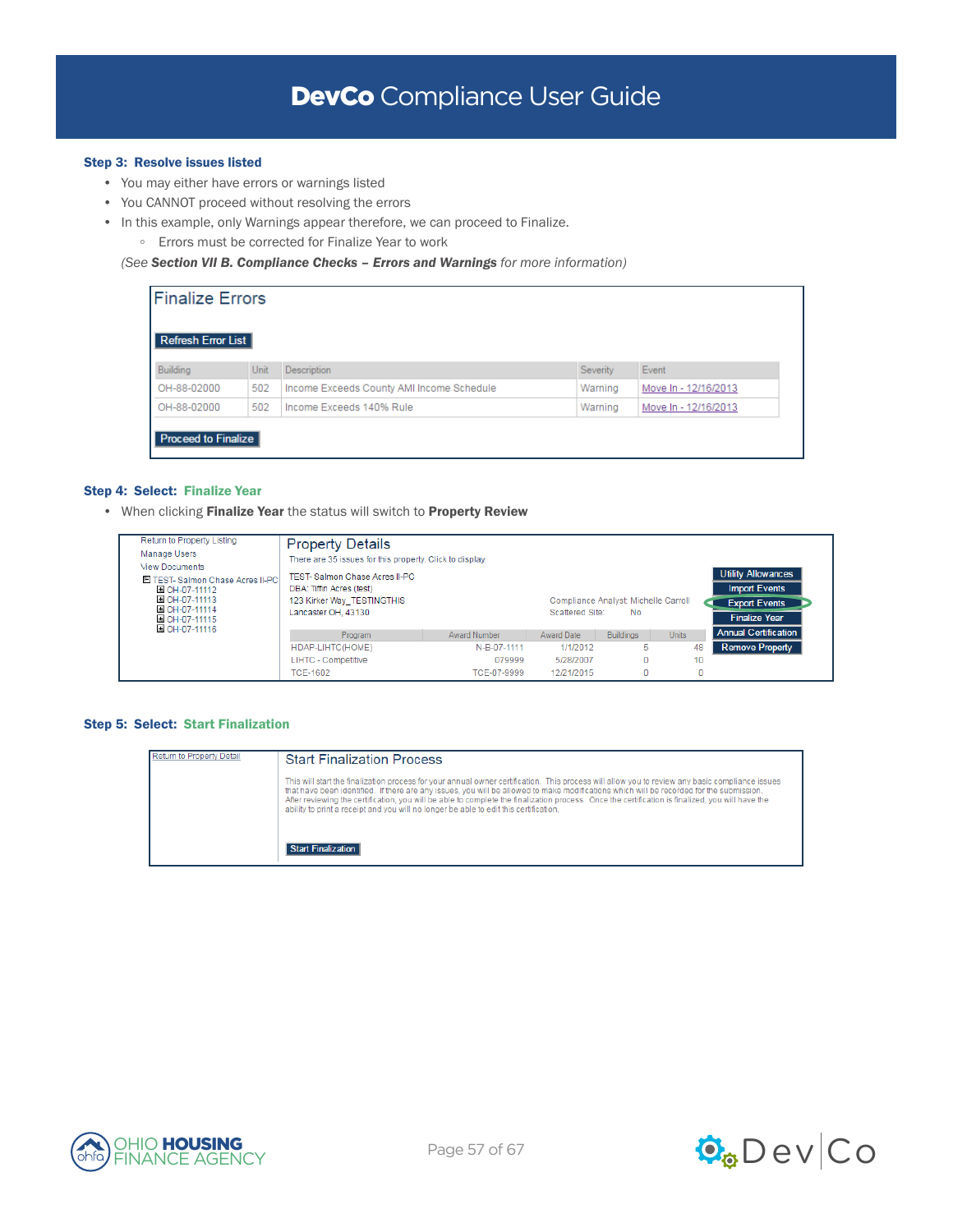**Step 3: Resolve issues listed**

- You may either have errors or warnings listed
- You CANNOT proceed without resolving the errors
- In this example, only Warnings appear therefore, we can proceed to Finalize.
  - Errors must be corrected for Finalize Year to work

(See ***Section VII B. Compliance Checks – Errors and Warnings*** *for more information)*

**Finalize Errors**

Refresh Error List

| Building | Unit | Description | Severity | Event |
|---|---|---|---|---|
| OH-88-02000 | 502 | Income Exceeds County AMI Income Schedule | Warning | Move In - 12/16/2013 |
| OH-88-02000 | 502 | Income Exceeds 140% Rule | Warning | Move In - 12/16/2013 |

Proceed to Finalize

**Step 4: Select: Finalize Year**

- When clicking **Finalize Year** the status will switch to **Property Review**

Return to Property Listing
Manage Users
View Documents
TEST- Salmon Chase Acres II-PC
OH-07-11112
OH-07-11113
OH-07-11114
OH-07-11115
OH-07-11116

**Property Details**

There are 35 issues for this property. Click to display

TEST- Salmon Chase Acres II-PC
DBA: Tiffin Acres (test)
123 Kirker Way_TESTINGTHIS
Lancaster OH, 43130

Compliance Analyst: Michelle Carroll
Scattered Site: No

Utility Allowances | Import Events | Export Events | Finalize Year | Annual Certification | Remove Property

| Program | Award Number | Award Date | Buildings | Units |
|---|---|---|---|---|
| HDAP-LIHTC(HOME) | N-B-07-1111 | 1/1/2012 | 5 | 48 |
| LIHTC - Competitive | 079999 | 5/28/2007 | 0 | 10 |
| TCE-1602 | TCE-07-9999 | 12/21/2015 | 0 | 0 |

**Step 5: Select: Start Finalization**

Return to Property Detail

**Start Finalization Process**

This will start the finalization process for your annual owner certification. This process will allow you to review any basic compliance issues that have been identified. If there are any issues, you will be allowed to make modifications which will be recorded for the submission. After reviewing the certification, you will be able to complete the finalization process. Once the certification is finalized, you will have the ability to print a receipt and you will no longer be able to edit this certification.

Start Finalization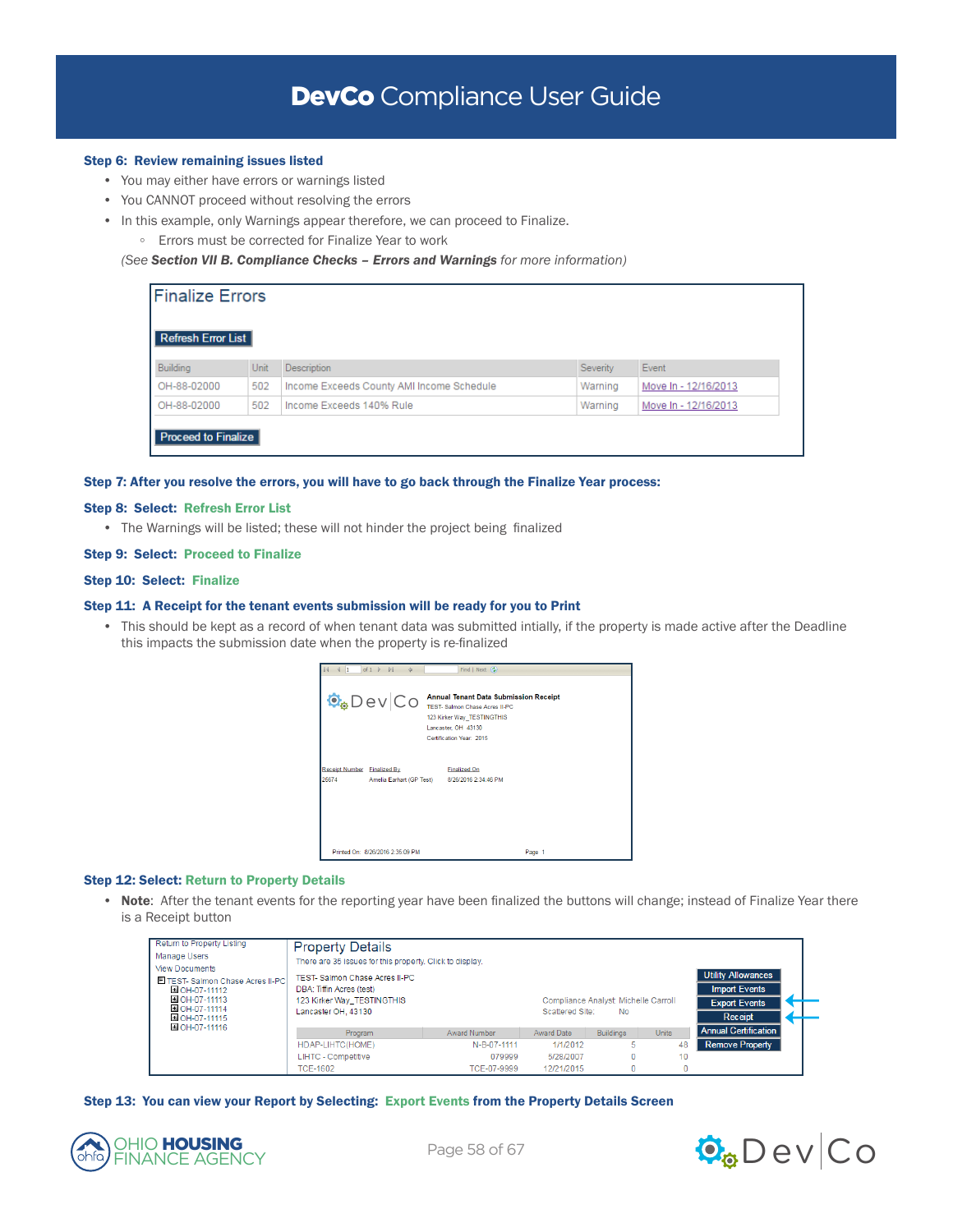**Step 6: Review remaining issues listed**

- You may either have errors or warnings listed
- You CANNOT proceed without resolving the errors
- In this example, only Warnings appear therefore, we can proceed to Finalize.
  - Errors must be corrected for Finalize Year to work

(See ***Section VII B. Compliance Checks – Errors and Warnings*** *for more information)*

**Finalize Errors**

Refresh Error List

| Building | Unit | Description | Severity | Event |
|---|---|---|---|---|
| OH-88-02000 | 502 | Income Exceeds County AMI Income Schedule | Warning | Move In - 12/16/2013 |
| OH-88-02000 | 502 | Income Exceeds 140% Rule | Warning | Move In - 12/16/2013 |

Proceed to Finalize

**Step 7: After you resolve the errors, you will have to go back through the Finalize Year process:**

**Step 8: Select: Refresh Error List**

- The Warnings will be listed; these will not hinder the project being finalized

**Step 9: Select: Proceed to Finalize**

**Step 10: Select: Finalize**

**Step 11: A Receipt for the tenant events submission will be ready for you to Print**

- This should be kept as a record of when tenant data was submitted intially, if the property is made active after the Deadline this impacts the submission date when the property is re-finalized

DevCo

**Annual Tenant Data Submission Receipt**
TEST- Salmon Chase Acres II-PC
123 Kirker Way_TESTINGTHIS
Lancaster, OH 43130
Certification Year: 2015

| Receipt Number | Finalized By | Finalized On |
|---|---|---|
| 26674 | Amelia Earhart (GP Test) | 8/26/2016 2:34:46 PM |

Printed On: 8/26/2016 2:35:09 PM — Page 1

**Step 12: Select: Return to Property Details**

- **Note**: After the tenant events for the reporting year have been finalized the buttons will change; instead of Finalize Year there is a Receipt button

Return to Property Listing
Manage Users
View Documents
TEST- Salmon Chase Acres II-PC
- OH-07-11112
- OH-07-11113
- OH-07-11114
- OH-07-11115
- OH-07-11116

**Property Details**

There are 35 issues for this property. Click to display.

TEST- Salmon Chase Acres II-PC
DBA: Tiffin Acres (test)
123 Kirker Way_TESTINGTHIS
Lancaster OH, 43130

Compliance Analyst: Michelle Carroll
Scattered Site: No

| Program | Award Number | Award Date | Buildings | Units |
|---|---|---|---|---|
| HDAP-LIHTC(HOME) | N-B-07-1111 | 1/1/2012 | 5 | 48 |
| LIHTC - Competitive | 079999 | 5/28/2007 | 0 | 10 |
| TCE-1602 | TCE-07-9999 | 12/21/2015 | 0 | 0 |

Utility Allowances | Import Events | Export Events | Receipt | Annual Certification | Remove Property

**Step 13: You can view your Report by Selecting: Export Events from the Property Details Screen**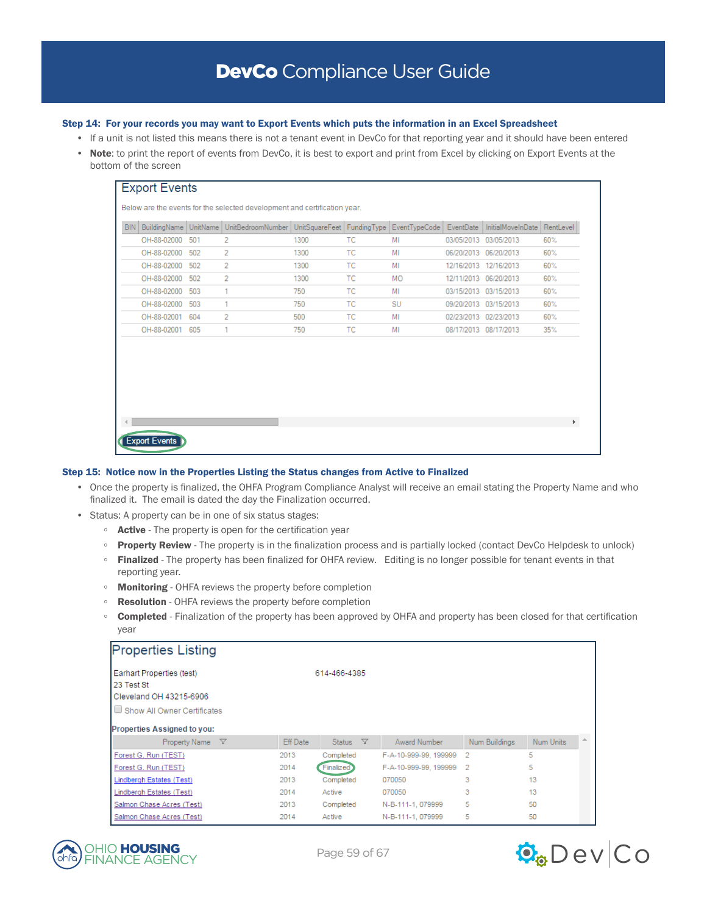**Step 14: For your records you may want to Export Events which puts the information in an Excel Spreadsheet**

- If a unit is not listed this means there is not a tenant event in DevCo for that reporting year and it should have been entered
- **Note**: to print the report of events from DevCo, it is best to export and print from Excel by clicking on Export Events at the bottom of the screen

## Export Events

Below are the events for the selected development and certification year.

| BIN | BuildingName | UnitName | UnitBedroomNumber | UnitSquareFeet | FundingType | EventTypeCode | EventDate | InitialMoveInDate | RentLevel |
|---|---|---|---|---|---|---|---|---|---|
| | OH-88-02000 | 501 | 2 | 1300 | TC | MI | 03/05/2013 | 03/05/2013 | 60% |
| | OH-88-02000 | 502 | 2 | 1300 | TC | MI | 06/20/2013 | 06/20/2013 | 60% |
| | OH-88-02000 | 502 | 2 | 1300 | TC | MI | 12/16/2013 | 12/16/2013 | 60% |
| | OH-88-02000 | 502 | 2 | 1300 | TC | MO | 12/11/2013 | 06/20/2013 | 60% |
| | OH-88-02000 | 503 | 1 | 750 | TC | MI | 03/15/2013 | 03/15/2013 | 60% |
| | OH-88-02000 | 503 | 1 | 750 | TC | SU | 09/20/2013 | 03/15/2013 | 60% |
| | OH-88-02001 | 604 | 2 | 500 | TC | MI | 02/23/2013 | 02/23/2013 | 60% |
| | OH-88-02001 | 605 | 1 | 750 | TC | MI | 08/17/2013 | 08/17/2013 | 35% |

Export Events

**Step 15: Notice now in the Properties Listing the Status changes from Active to Finalized**

- Once the property is finalized, the OHFA Program Compliance Analyst will receive an email stating the Property Name and who finalized it. The email is dated the day the Finalization occurred.
- Status: A property can be in one of six status stages:
  - **Active** - The property is open for the certification year
  - **Property Review** - The property is in the finalization process and is partially locked (contact DevCo Helpdesk to unlock)
  - **Finalized** - The property has been finalized for OHFA review. Editing is no longer possible for tenant events in that reporting year.
  - **Monitoring** - OHFA reviews the property before completion
  - **Resolution** - OHFA reviews the property before completion
  - **Completed** - Finalization of the property has been approved by OHFA and property has been closed for that certification year

## Properties Listing

Earhart Properties (test)
23 Test St
Cleveland OH 43215-6906

614-466-4385

Show All Owner Certificates

**Properties Assigned to you:**

| Property Name | Eff Date | Status | Award Number | Num Buildings | Num Units |
|---|---|---|---|---|---|
| Forest G. Run (TEST) | 2013 | Completed | F-A-10-999-99, 199999 | 2 | 5 |
| Forest G. Run (TEST) | 2014 | Finalized | F-A-10-999-99, 199999 | 2 | 5 |
| Lindbergh Estates (Test) | 2013 | Completed | 070050 | 3 | 13 |
| Lindbergh Estates (Test) | 2014 | Active | 070050 | 3 | 13 |
| Salmon Chase Acres (Test) | 2013 | Completed | N-B-111-1, 079999 | 5 | 50 |
| Salmon Chase Acres (Test) | 2014 | Active | N-B-111-1, 079999 | 5 | 50 |